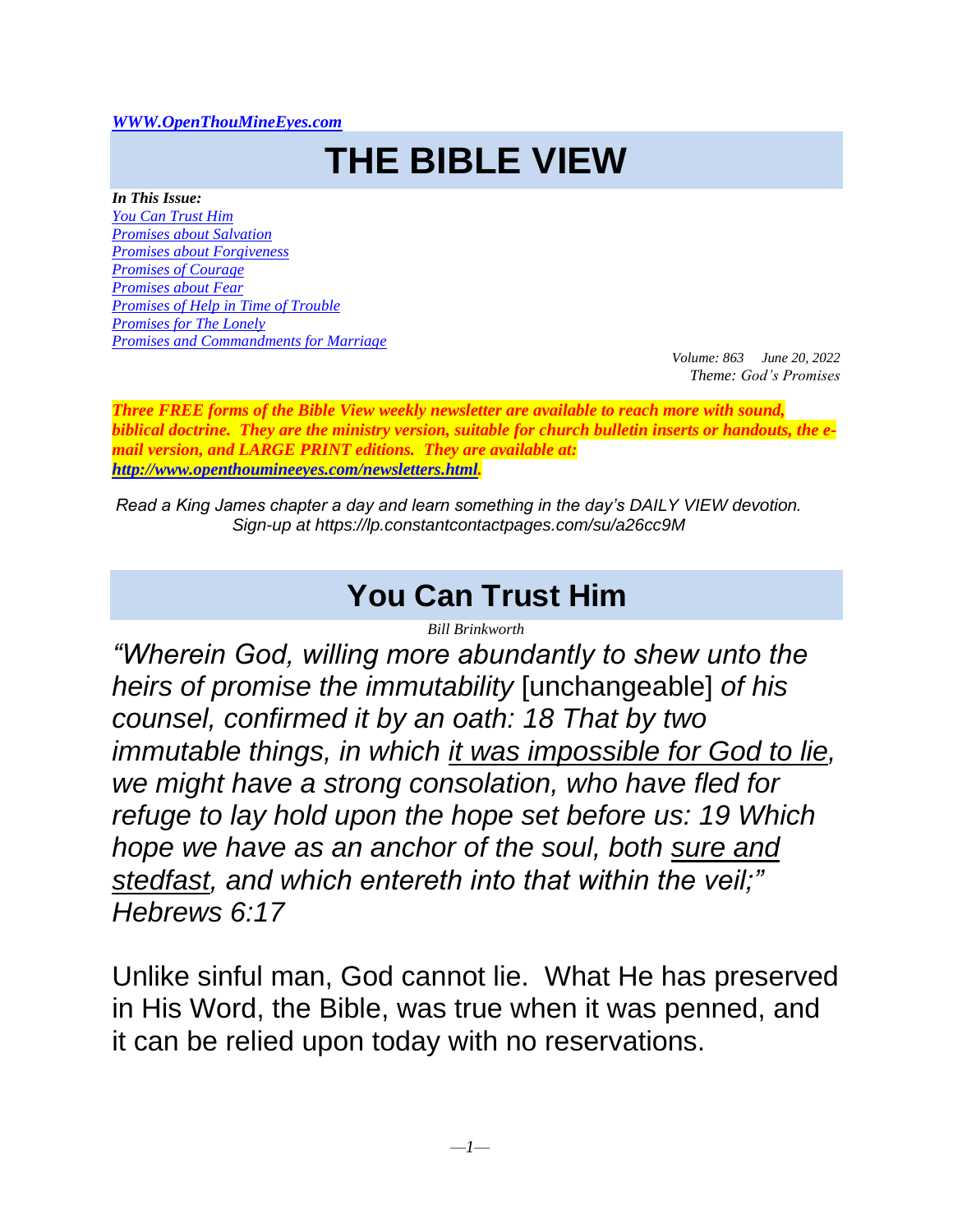*WWW.OpenThouMineEyes.com*

# THE BIBLE VIEW

***In This Issue:***
*You Can Trust Him*
*Promises about Salvation*
*Promises about Forgiveness*
*Promises of Courage*
*Promises about Fear*
*Promises of Help in Time of Trouble*
*Promises for The Lonely*
*Promises and Commandments for Marriage*

*Volume: 863 June 20, 2022*
*Theme: God's Promises*

***Three FREE forms of the Bible View weekly newsletter are available to reach more with sound, biblical doctrine. They are the ministry version, suitable for church bulletin inserts or handouts, the e-mail version, and LARGE PRINT editions. They are available at: http://www.openthoumineeyes.com/newsletters.html.***

*Read a King James chapter a day and learn something in the day's DAILY VIEW devotion. Sign-up at https://lp.constantcontactpages.com/su/a26cc9M*

## You Can Trust Him

*Bill Brinkworth*

*"Wherein God, willing more abundantly to shew unto the heirs of promise the immutability* [unchangeable] *of his counsel, confirmed it by an oath: 18 That by two immutable things, in which it was impossible for God to lie, we might have a strong consolation, who have fled for refuge to lay hold upon the hope set before us: 19 Which hope we have as an anchor of the soul, both sure and stedfast, and which entereth into that within the veil;" Hebrews 6:17*

Unlike sinful man, God cannot lie. What He has preserved in His Word, the Bible, was true when it was penned, and it can be relied upon today with no reservations.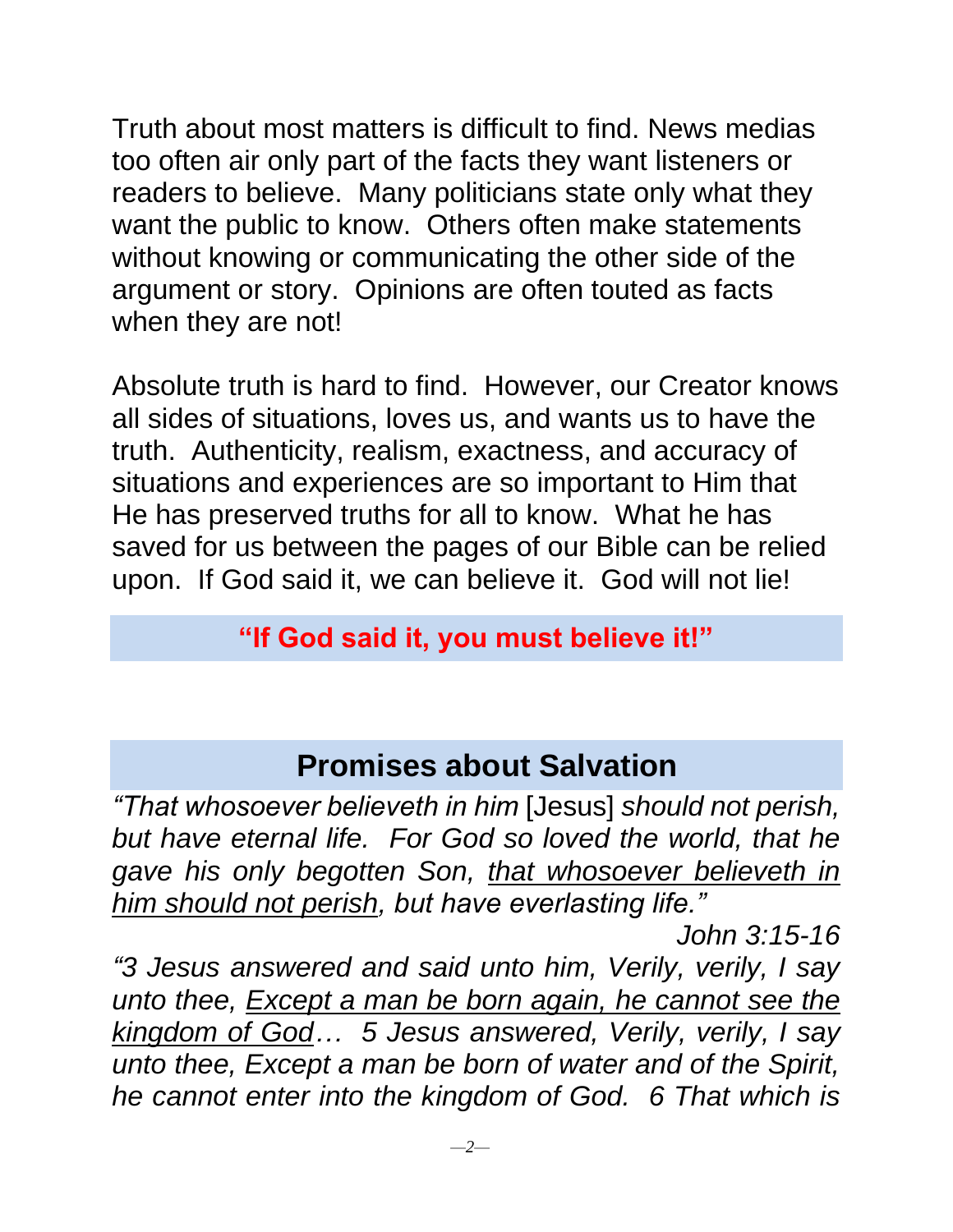Truth about most matters is difficult to find. News medias too often air only part of the facts they want listeners or readers to believe. Many politicians state only what they want the public to know. Others often make statements without knowing or communicating the other side of the argument or story. Opinions are often touted as facts when they are not!

Absolute truth is hard to find. However, our Creator knows all sides of situations, loves us, and wants us to have the truth. Authenticity, realism, exactness, and accuracy of situations and experiences are so important to Him that He has preserved truths for all to know. What he has saved for us between the pages of our Bible can be relied upon. If God said it, we can believe it. God will not lie!

**"If God said it, you must believe it!"**

## Promises about Salvation

*"That whosoever believeth in him* [Jesus] *should not perish, but have eternal life. For God so loved the world, that he gave his only begotten Son, <u>that whosoever believeth in him should not perish</u>, but have everlasting life."*

*John 3:15-16*

*"3 Jesus answered and said unto him, Verily, verily, I say unto thee, <u>Except a man be born again, he cannot see the kingdom of God</u>… 5 Jesus answered, Verily, verily, I say unto thee, Except a man be born of water and of the Spirit, he cannot enter into the kingdom of God. 6 That which is*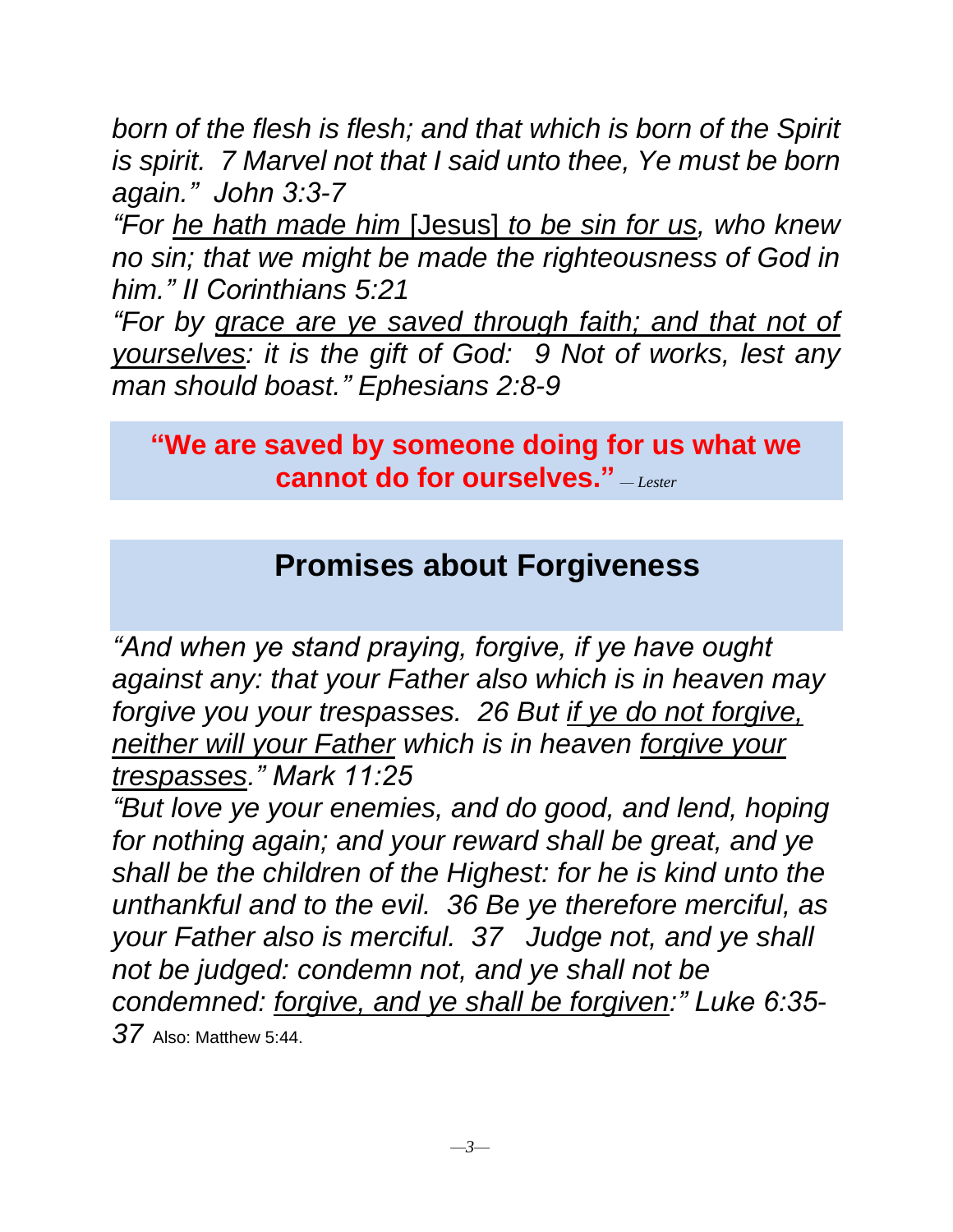*born of the flesh is flesh; and that which is born of the Spirit is spirit. 7 Marvel not that I said unto thee, Ye must be born again." John 3:3-7*

*"For <u>he hath made him</u>* <u>[Jesus]</u> *<u>to be sin for us</u>, who knew no sin; that we might be made the righteousness of God in him." II Corinthians 5:21*

*"For by <u>grace are ye saved through faith; and that not of yourselves</u>: it is the gift of God: 9 Not of works, lest any man should boast." Ephesians 2:8-9*

> **"We are saved by someone doing for us what we cannot do for ourselves."** *—Lester*

## Promises about Forgiveness

*"And when ye stand praying, forgive, if ye have ought against any: that your Father also which is in heaven may forgive you your trespasses. 26 But <u>if ye do not forgive, neither will your Father</u> which is in heaven <u>forgive your trespasses</u>." Mark 11:25*

*"But love ye your enemies, and do good, and lend, hoping for nothing again; and your reward shall be great, and ye shall be the children of the Highest: for he is kind unto the unthankful and to the evil. 36 Be ye therefore merciful, as your Father also is merciful. 37 Judge not, and ye shall not be judged: condemn not, and ye shall not be condemned: <u>forgive, and ye shall be forgiven</u>:" Luke 6:35-37* Also: Matthew 5:44.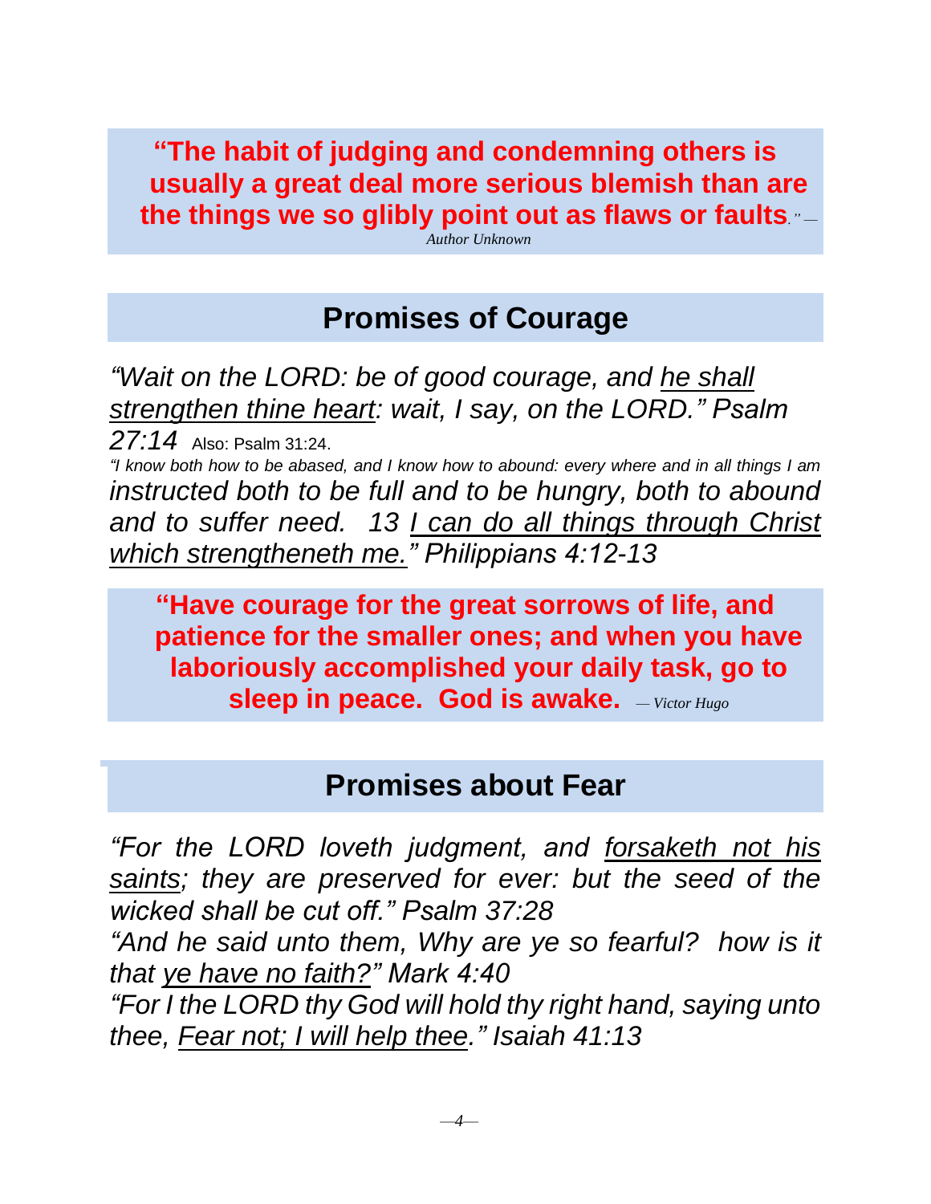**"The habit of judging and condemning others is usually a great deal more serious blemish than are the things we so glibly point out as flaws or faults."** — *Author Unknown*

## Promises of Courage

*"Wait on the LORD: be of good courage, and <u>he shall strengthen thine heart</u>: wait, I say, on the LORD." Psalm 27:14* Also: Psalm 31:24.

*"I know both how to be abased, and I know how to abound: every where and in all things I am instructed both to be full and to be hungry, both to abound and to suffer need. 13 <u>I can do all things through Christ which strengtheneth me.</u>" Philippians 4:12-13*

**"Have courage for the great sorrows of life, and patience for the smaller ones; and when you have laboriously accomplished your daily task, go to sleep in peace. God is awake.** — *Victor Hugo*

## Promises about Fear

*"For the LORD loveth judgment, and <u>forsaketh not his saints</u>; they are preserved for ever: but the seed of the wicked shall be cut off." Psalm 37:28*

*"And he said unto them, Why are ye so fearful? how is it that <u>ye have no faith?</u>" Mark 4:40*

*"For I the LORD thy God will hold thy right hand, saying unto thee, <u>Fear not; I will help thee</u>." Isaiah 41:13*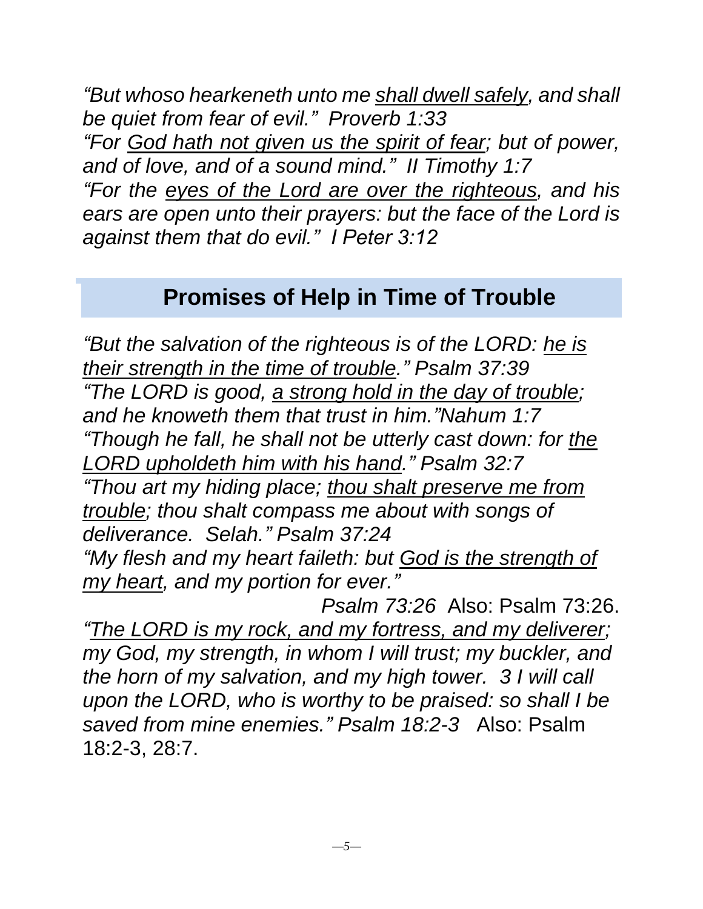*"But whoso hearkeneth unto me <u>shall dwell safely</u>, and shall be quiet from fear of evil." Proverb 1:33*
*"For <u>God hath not given us the spirit of fear</u>; but of power, and of love, and of a sound mind." II Timothy 1:7*
*"For the <u>eyes of the Lord are over the righteous</u>, and his ears are open unto their prayers: but the face of the Lord is against them that do evil." I Peter 3:12*

## Promises of Help in Time of Trouble

*"But the salvation of the righteous is of the LORD: <u>he is their strength in the time of trouble</u>." Psalm 37:39*
*"The LORD is good, <u>a strong hold in the day of trouble</u>; and he knoweth them that trust in him."Nahum 1:7*
*"Though he fall, he shall not be utterly cast down: for <u>the LORD upholdeth him with his hand</u>." Psalm 32:7*
*"Thou art my hiding place; <u>thou shalt preserve me from trouble</u>; thou shalt compass me about with songs of deliverance. Selah." Psalm 37:24*
*"My flesh and my heart faileth: but <u>God is the strength of my heart</u>, and my portion for ever."*
*Psalm 73:26* Also: Psalm 73:26.
*"<u>The LORD is my rock, and my fortress, and my deliverer</u>; my God, my strength, in whom I will trust; my buckler, and the horn of my salvation, and my high tower. 3 I will call upon the LORD, who is worthy to be praised: so shall I be saved from mine enemies." Psalm 18:2-3* Also: Psalm 18:2-3, 28:7.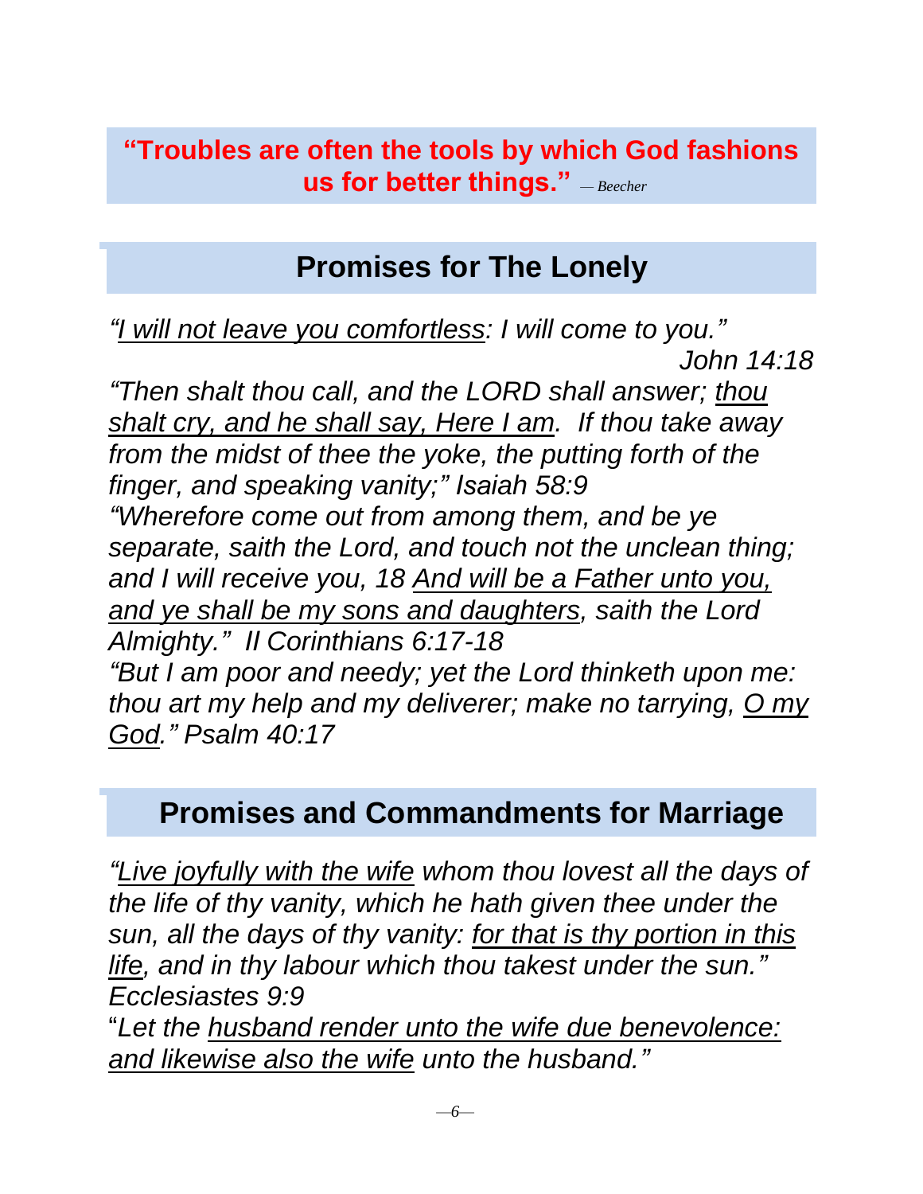**"Troubles are often the tools by which God fashions us for better things."** *— Beecher*

## Promises for The Lonely

*"<u>I will not leave you comfortless</u>: I will come to you."*
*John 14:18*

*"Then shalt thou call, and the LORD shall answer; <u>thou shalt cry, and he shall say, Here I am</u>. If thou take away from the midst of thee the yoke, the putting forth of the finger, and speaking vanity;" Isaiah 58:9*

*"Wherefore come out from among them, and be ye separate, saith the Lord, and touch not the unclean thing; and I will receive you, 18 <u>And will be a Father unto you, and ye shall be my sons and daughters</u>, saith the Lord Almighty." II Corinthians 6:17-18*

*"But I am poor and needy; yet the Lord thinketh upon me: thou art my help and my deliverer; make no tarrying, <u>O my God</u>." Psalm 40:17*

## Promises and Commandments for Marriage

*"<u>Live joyfully with the wife</u> whom thou lovest all the days of the life of thy vanity, which he hath given thee under the sun, all the days of thy vanity: <u>for that is thy portion in this life</u>, and in thy labour which thou takest under the sun." Ecclesiastes 9:9*

"*Let the <u>husband render unto the wife due benevolence: and likewise also the wife</u> unto the husband."*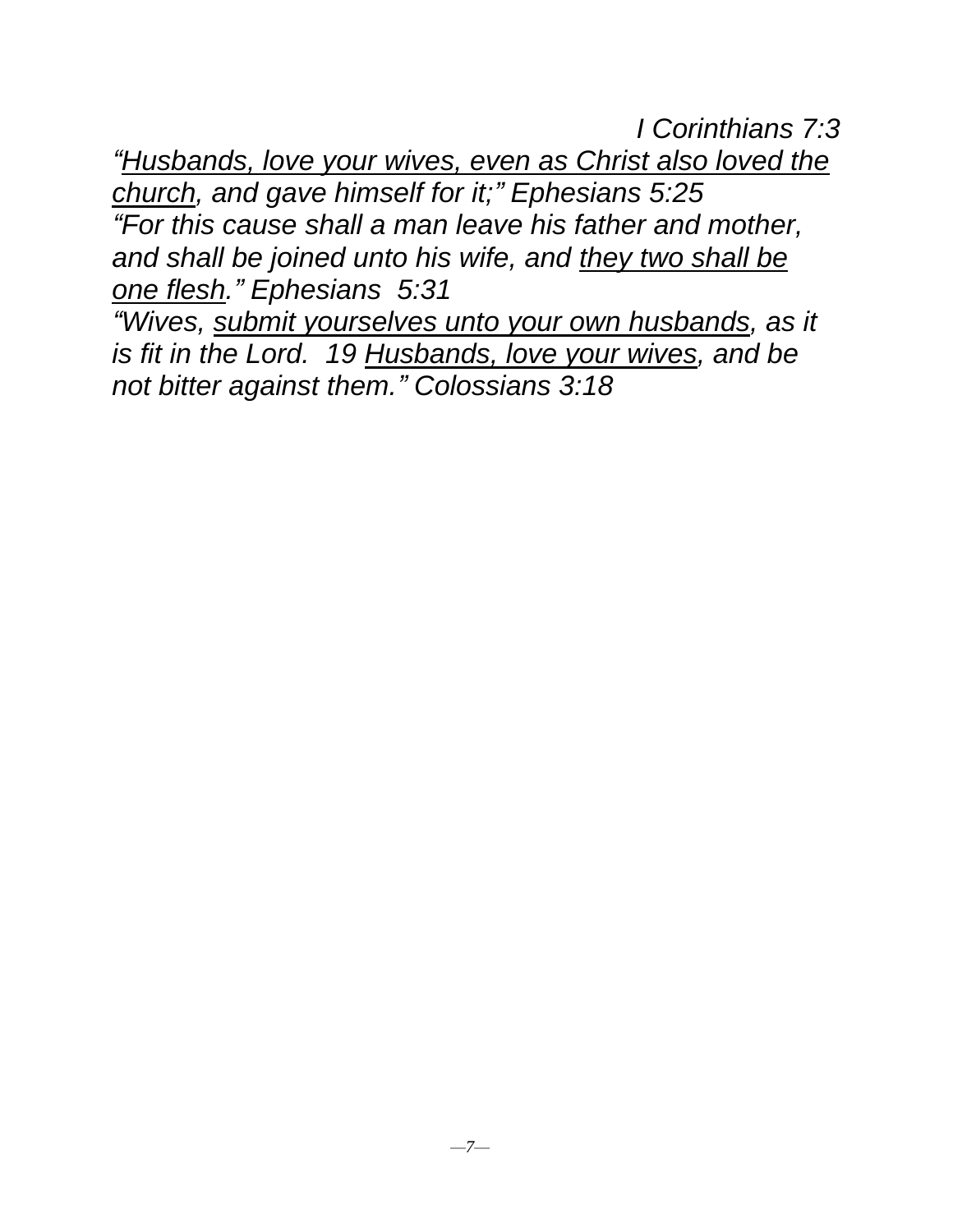*I Corinthians 7:3*

*"<u>Husbands, love your wives, even as Christ also loved the church</u>, and gave himself for it;" Ephesians 5:25*

*"For this cause shall a man leave his father and mother, and shall be joined unto his wife, and <u>they two shall be one flesh</u>." Ephesians 5:31*

*"Wives, <u>submit yourselves unto your own husbands</u>, as it is fit in the Lord. 19 <u>Husbands, love your wives</u>, and be not bitter against them." Colossians 3:18*